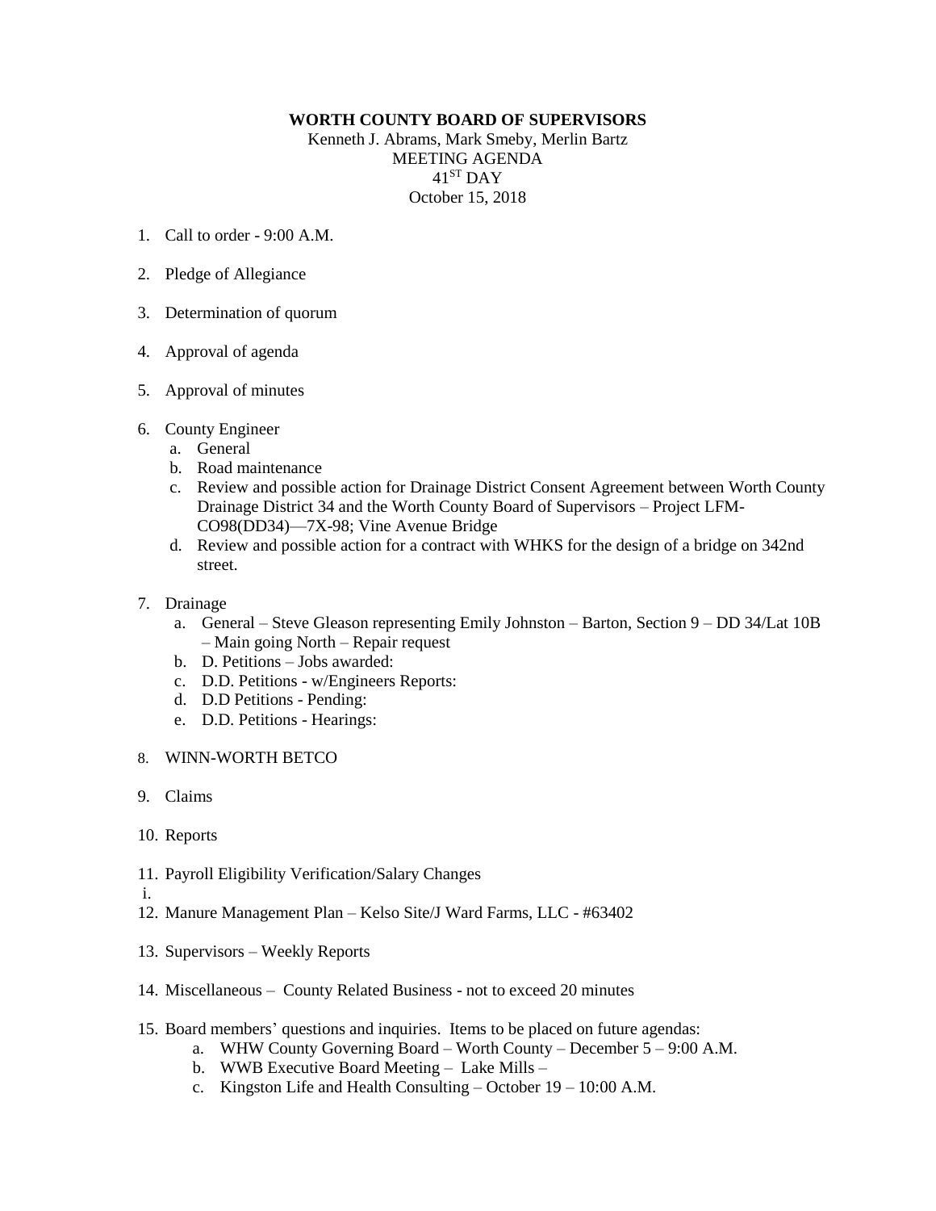**WORTH COUNTY BOARD OF SUPERVISORS**

Kenneth J. Abrams, Mark Smeby, Merlin Bartz

MEETING AGENDA

41ST DAY

October 15, 2018

1. Call to order - 9:00 A.M.

2. Pledge of Allegiance

3. Determination of quorum

4. Approval of agenda

5. Approval of minutes

6. County Engineer
   a. General
   b. Road maintenance
   c. Review and possible action for Drainage District Consent Agreement between Worth County Drainage District 34 and the Worth County Board of Supervisors – Project LFM-CO98(DD34)—7X-98; Vine Avenue Bridge
   d. Review and possible action for a contract with WHKS for the design of a bridge on 342nd street.

7. Drainage
   a. General – Steve Gleason representing Emily Johnston – Barton, Section 9 – DD 34/Lat 10B – Main going North – Repair request
   b. D. Petitions – Jobs awarded:
   c. D.D. Petitions - w/Engineers Reports:
   d. D.D Petitions - Pending:
   e. D.D. Petitions - Hearings:

8. WINN-WORTH BETCO

9. Claims

10. Reports

11. Payroll Eligibility Verification/Salary Changes

i.

12. Manure Management Plan – Kelso Site/J Ward Farms, LLC - #63402

13. Supervisors – Weekly Reports

14. Miscellaneous – County Related Business - not to exceed 20 minutes

15. Board members' questions and inquiries. Items to be placed on future agendas:
    a. WHW County Governing Board – Worth County – December 5 – 9:00 A.M.
    b. WWB Executive Board Meeting – Lake Mills –
    c. Kingston Life and Health Consulting – October 19 – 10:00 A.M.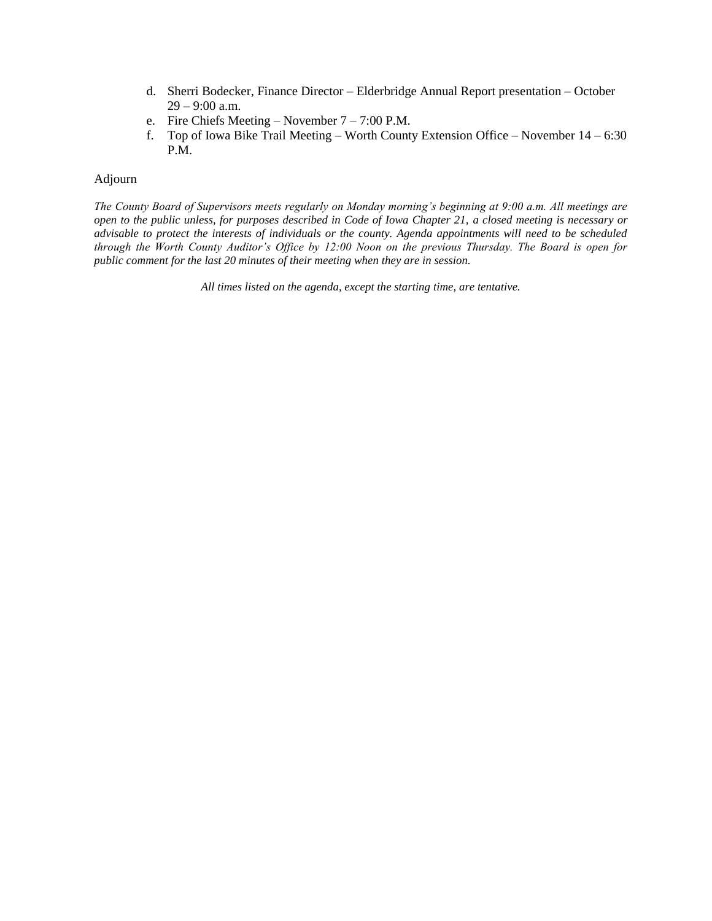d. Sherri Bodecker, Finance Director – Elderbridge Annual Report presentation – October 29 – 9:00 a.m.
e. Fire Chiefs Meeting – November 7 – 7:00 P.M.
f. Top of Iowa Bike Trail Meeting – Worth County Extension Office – November 14 – 6:30 P.M.

Adjourn

*The County Board of Supervisors meets regularly on Monday morning's beginning at 9:00 a.m. All meetings are open to the public unless, for purposes described in Code of Iowa Chapter 21, a closed meeting is necessary or advisable to protect the interests of individuals or the county. Agenda appointments will need to be scheduled through the Worth County Auditor's Office by 12:00 Noon on the previous Thursday. The Board is open for public comment for the last 20 minutes of their meeting when they are in session.*

*All times listed on the agenda, except the starting time, are tentative.*